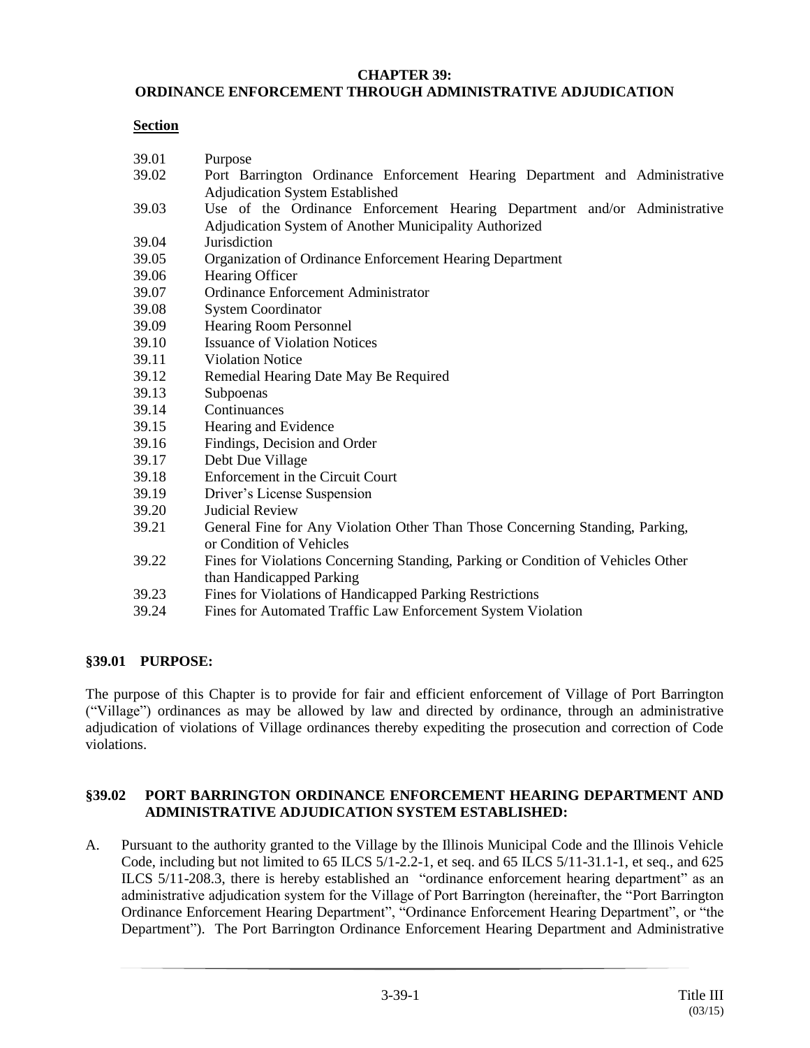# CHAPTER 39: ORDINANCE ENFORCEMENT THROUGH ADMINISTRATIVE ADJUDICATION

**Section**

39.01 Purpose
39.02 Port Barrington Ordinance Enforcement Hearing Department and Administrative Adjudication System Established
39.03 Use of the Ordinance Enforcement Hearing Department and/or Administrative Adjudication System of Another Municipality Authorized
39.04 Jurisdiction
39.05 Organization of Ordinance Enforcement Hearing Department
39.06 Hearing Officer
39.07 Ordinance Enforcement Administrator
39.08 System Coordinator
39.09 Hearing Room Personnel
39.10 Issuance of Violation Notices
39.11 Violation Notice
39.12 Remedial Hearing Date May Be Required
39.13 Subpoenas
39.14 Continuances
39.15 Hearing and Evidence
39.16 Findings, Decision and Order
39.17 Debt Due Village
39.18 Enforcement in the Circuit Court
39.19 Driver's License Suspension
39.20 Judicial Review
39.21 General Fine for Any Violation Other Than Those Concerning Standing, Parking, or Condition of Vehicles
39.22 Fines for Violations Concerning Standing, Parking or Condition of Vehicles Other than Handicapped Parking
39.23 Fines for Violations of Handicapped Parking Restrictions
39.24 Fines for Automated Traffic Law Enforcement System Violation

## §39.01 PURPOSE:

The purpose of this Chapter is to provide for fair and efficient enforcement of Village of Port Barrington ("Village") ordinances as may be allowed by law and directed by ordinance, through an administrative adjudication of violations of Village ordinances thereby expediting the prosecution and correction of Code violations.

## §39.02 PORT BARRINGTON ORDINANCE ENFORCEMENT HEARING DEPARTMENT AND ADMINISTRATIVE ADJUDICATION SYSTEM ESTABLISHED:

A. Pursuant to the authority granted to the Village by the Illinois Municipal Code and the Illinois Vehicle Code, including but not limited to 65 ILCS 5/1-2.2-1, et seq. and 65 ILCS 5/11-31.1-1, et seq., and 625 ILCS 5/11-208.3, there is hereby established an "ordinance enforcement hearing department" as an administrative adjudication system for the Village of Port Barrington (hereinafter, the "Port Barrington Ordinance Enforcement Hearing Department", "Ordinance Enforcement Hearing Department", or "the Department"). The Port Barrington Ordinance Enforcement Hearing Department and Administrative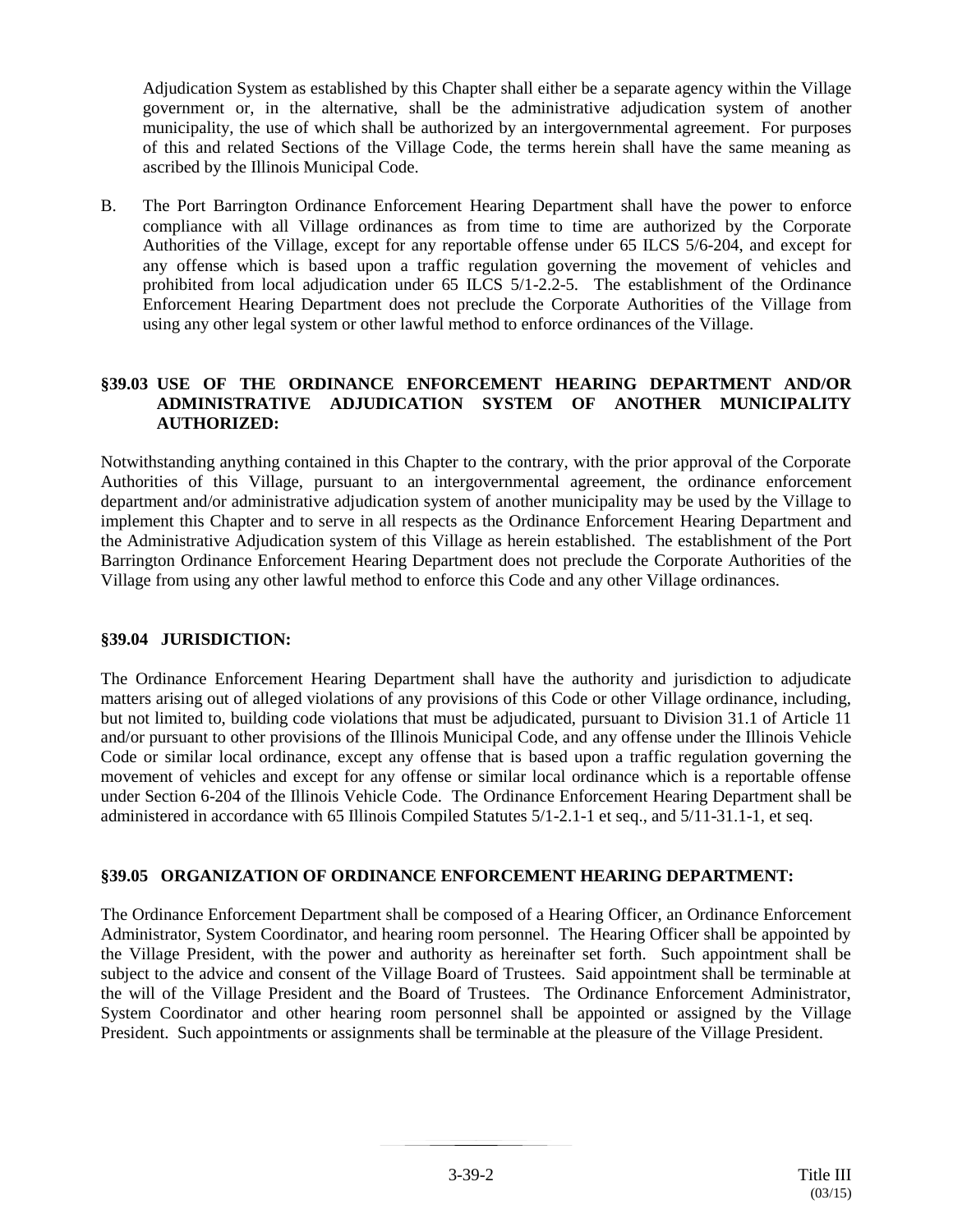Adjudication System as established by this Chapter shall either be a separate agency within the Village government or, in the alternative, shall be the administrative adjudication system of another municipality, the use of which shall be authorized by an intergovernmental agreement. For purposes of this and related Sections of the Village Code, the terms herein shall have the same meaning as ascribed by the Illinois Municipal Code.

B. The Port Barrington Ordinance Enforcement Hearing Department shall have the power to enforce compliance with all Village ordinances as from time to time are authorized by the Corporate Authorities of the Village, except for any reportable offense under 65 ILCS 5/6-204, and except for any offense which is based upon a traffic regulation governing the movement of vehicles and prohibited from local adjudication under 65 ILCS 5/1-2.2-5. The establishment of the Ordinance Enforcement Hearing Department does not preclude the Corporate Authorities of the Village from using any other legal system or other lawful method to enforce ordinances of the Village.

**§39.03 USE OF THE ORDINANCE ENFORCEMENT HEARING DEPARTMENT AND/OR ADMINISTRATIVE ADJUDICATION SYSTEM OF ANOTHER MUNICIPALITY AUTHORIZED:**

Notwithstanding anything contained in this Chapter to the contrary, with the prior approval of the Corporate Authorities of this Village, pursuant to an intergovernmental agreement, the ordinance enforcement department and/or administrative adjudication system of another municipality may be used by the Village to implement this Chapter and to serve in all respects as the Ordinance Enforcement Hearing Department and the Administrative Adjudication system of this Village as herein established. The establishment of the Port Barrington Ordinance Enforcement Hearing Department does not preclude the Corporate Authorities of the Village from using any other lawful method to enforce this Code and any other Village ordinances.

**§39.04 JURISDICTION:**

The Ordinance Enforcement Hearing Department shall have the authority and jurisdiction to adjudicate matters arising out of alleged violations of any provisions of this Code or other Village ordinance, including, but not limited to, building code violations that must be adjudicated, pursuant to Division 31.1 of Article 11 and/or pursuant to other provisions of the Illinois Municipal Code, and any offense under the Illinois Vehicle Code or similar local ordinance, except any offense that is based upon a traffic regulation governing the movement of vehicles and except for any offense or similar local ordinance which is a reportable offense under Section 6-204 of the Illinois Vehicle Code. The Ordinance Enforcement Hearing Department shall be administered in accordance with 65 Illinois Compiled Statutes 5/1-2.1-1 et seq., and 5/11-31.1-1, et seq.

**§39.05 ORGANIZATION OF ORDINANCE ENFORCEMENT HEARING DEPARTMENT:**

The Ordinance Enforcement Department shall be composed of a Hearing Officer, an Ordinance Enforcement Administrator, System Coordinator, and hearing room personnel. The Hearing Officer shall be appointed by the Village President, with the power and authority as hereinafter set forth. Such appointment shall be subject to the advice and consent of the Village Board of Trustees. Said appointment shall be terminable at the will of the Village President and the Board of Trustees. The Ordinance Enforcement Administrator, System Coordinator and other hearing room personnel shall be appointed or assigned by the Village President. Such appointments or assignments shall be terminable at the pleasure of the Village President.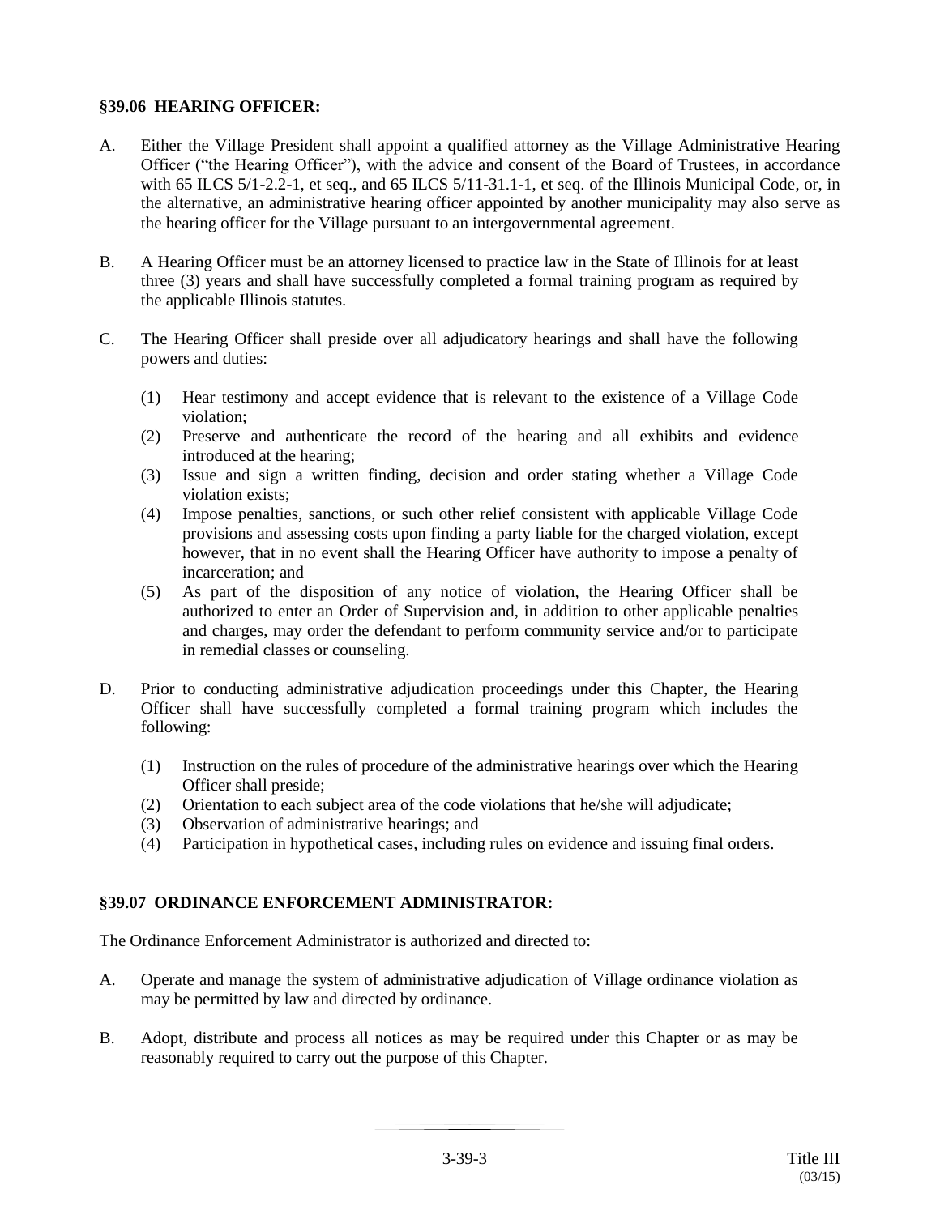### §39.06 HEARING OFFICER:

A. Either the Village President shall appoint a qualified attorney as the Village Administrative Hearing Officer ("the Hearing Officer"), with the advice and consent of the Board of Trustees, in accordance with 65 ILCS 5/1-2.2-1, et seq., and 65 ILCS 5/11-31.1-1, et seq. of the Illinois Municipal Code, or, in the alternative, an administrative hearing officer appointed by another municipality may also serve as the hearing officer for the Village pursuant to an intergovernmental agreement.

B. A Hearing Officer must be an attorney licensed to practice law in the State of Illinois for at least three (3) years and shall have successfully completed a formal training program as required by the applicable Illinois statutes.

C. The Hearing Officer shall preside over all adjudicatory hearings and shall have the following powers and duties:

   (1) Hear testimony and accept evidence that is relevant to the existence of a Village Code violation;
   (2) Preserve and authenticate the record of the hearing and all exhibits and evidence introduced at the hearing;
   (3) Issue and sign a written finding, decision and order stating whether a Village Code violation exists;
   (4) Impose penalties, sanctions, or such other relief consistent with applicable Village Code provisions and assessing costs upon finding a party liable for the charged violation, except however, that in no event shall the Hearing Officer have authority to impose a penalty of incarceration; and
   (5) As part of the disposition of any notice of violation, the Hearing Officer shall be authorized to enter an Order of Supervision and, in addition to other applicable penalties and charges, may order the defendant to perform community service and/or to participate in remedial classes or counseling.

D. Prior to conducting administrative adjudication proceedings under this Chapter, the Hearing Officer shall have successfully completed a formal training program which includes the following:

   (1) Instruction on the rules of procedure of the administrative hearings over which the Hearing Officer shall preside;
   (2) Orientation to each subject area of the code violations that he/she will adjudicate;
   (3) Observation of administrative hearings; and
   (4) Participation in hypothetical cases, including rules on evidence and issuing final orders.

### §39.07 ORDINANCE ENFORCEMENT ADMINISTRATOR:

The Ordinance Enforcement Administrator is authorized and directed to:

A. Operate and manage the system of administrative adjudication of Village ordinance violation as may be permitted by law and directed by ordinance.

B. Adopt, distribute and process all notices as may be required under this Chapter or as may be reasonably required to carry out the purpose of this Chapter.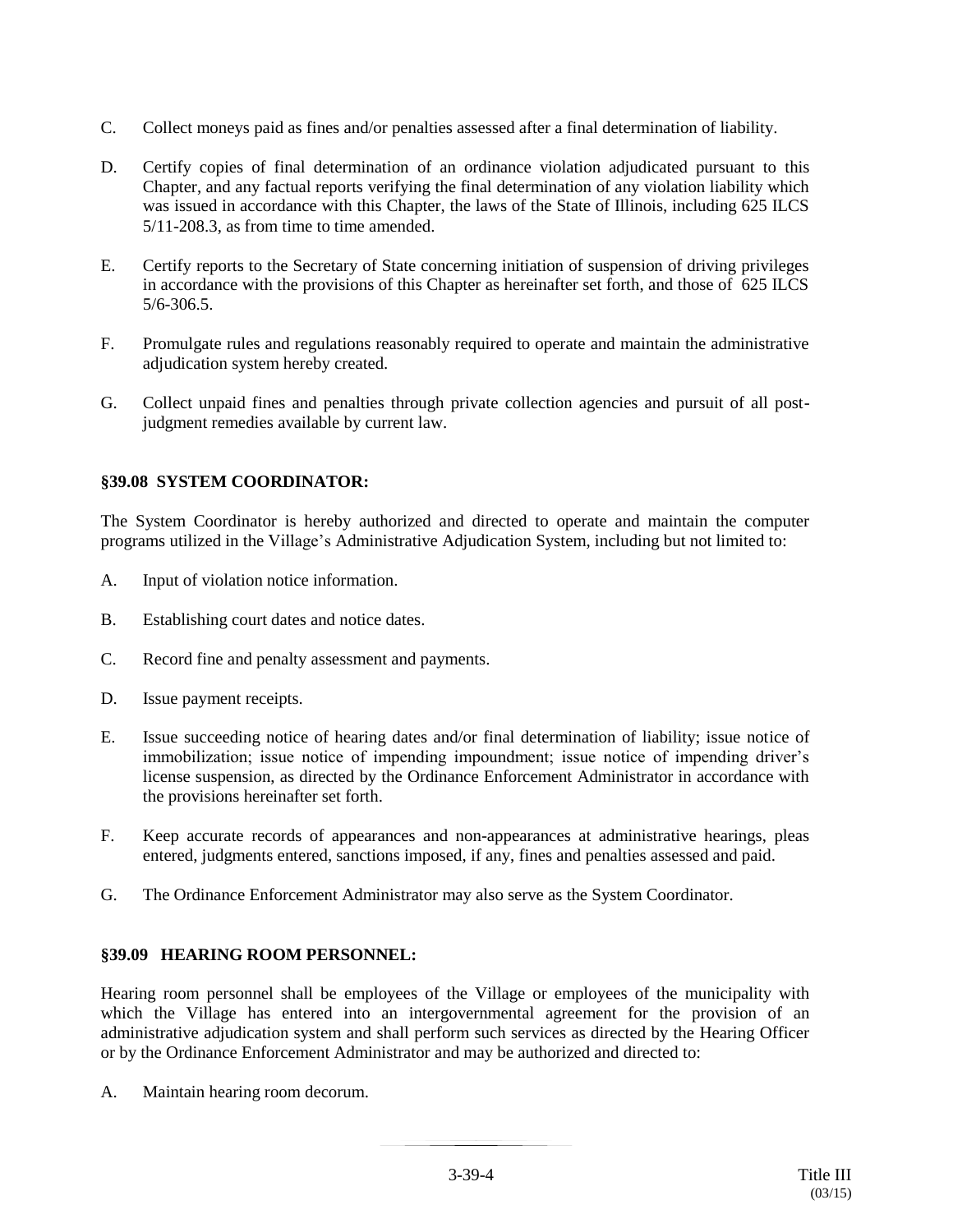C. Collect moneys paid as fines and/or penalties assessed after a final determination of liability.

D. Certify copies of final determination of an ordinance violation adjudicated pursuant to this Chapter, and any factual reports verifying the final determination of any violation liability which was issued in accordance with this Chapter, the laws of the State of Illinois, including 625 ILCS 5/11-208.3, as from time to time amended.

E. Certify reports to the Secretary of State concerning initiation of suspension of driving privileges in accordance with the provisions of this Chapter as hereinafter set forth, and those of 625 ILCS 5/6-306.5.

F. Promulgate rules and regulations reasonably required to operate and maintain the administrative adjudication system hereby created.

G. Collect unpaid fines and penalties through private collection agencies and pursuit of all post-judgment remedies available by current law.

**§39.08 SYSTEM COORDINATOR:**

The System Coordinator is hereby authorized and directed to operate and maintain the computer programs utilized in the Village's Administrative Adjudication System, including but not limited to:

A. Input of violation notice information.

B. Establishing court dates and notice dates.

C. Record fine and penalty assessment and payments.

D. Issue payment receipts.

E. Issue succeeding notice of hearing dates and/or final determination of liability; issue notice of immobilization; issue notice of impending impoundment; issue notice of impending driver's license suspension, as directed by the Ordinance Enforcement Administrator in accordance with the provisions hereinafter set forth.

F. Keep accurate records of appearances and non-appearances at administrative hearings, pleas entered, judgments entered, sanctions imposed, if any, fines and penalties assessed and paid.

G. The Ordinance Enforcement Administrator may also serve as the System Coordinator.

**§39.09 HEARING ROOM PERSONNEL:**

Hearing room personnel shall be employees of the Village or employees of the municipality with which the Village has entered into an intergovernmental agreement for the provision of an administrative adjudication system and shall perform such services as directed by the Hearing Officer or by the Ordinance Enforcement Administrator and may be authorized and directed to:

A. Maintain hearing room decorum.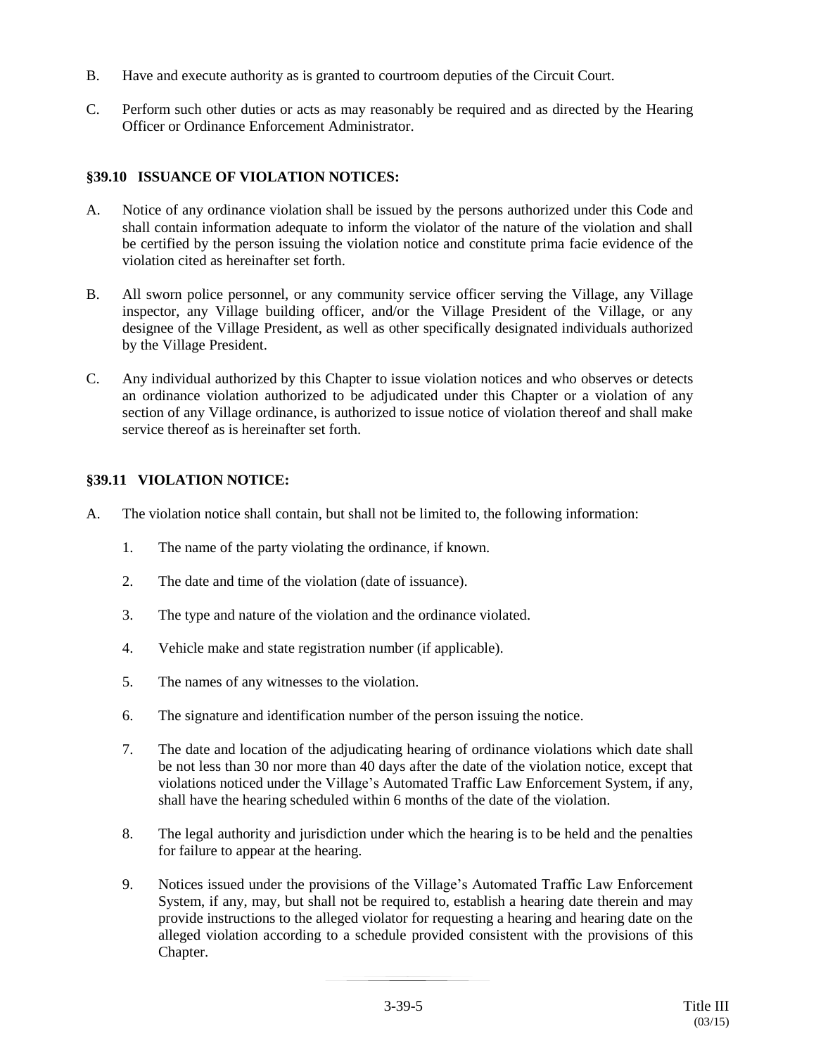B. Have and execute authority as is granted to courtroom deputies of the Circuit Court.

C. Perform such other duties or acts as may reasonably be required and as directed by the Hearing Officer or Ordinance Enforcement Administrator.

### §39.10 ISSUANCE OF VIOLATION NOTICES:

A. Notice of any ordinance violation shall be issued by the persons authorized under this Code and shall contain information adequate to inform the violator of the nature of the violation and shall be certified by the person issuing the violation notice and constitute prima facie evidence of the violation cited as hereinafter set forth.

B. All sworn police personnel, or any community service officer serving the Village, any Village inspector, any Village building officer, and/or the Village President of the Village, or any designee of the Village President, as well as other specifically designated individuals authorized by the Village President.

C. Any individual authorized by this Chapter to issue violation notices and who observes or detects an ordinance violation authorized to be adjudicated under this Chapter or a violation of any section of any Village ordinance, is authorized to issue notice of violation thereof and shall make service thereof as is hereinafter set forth.

### §39.11 VIOLATION NOTICE:

A. The violation notice shall contain, but shall not be limited to, the following information:

   1. The name of the party violating the ordinance, if known.

   2. The date and time of the violation (date of issuance).

   3. The type and nature of the violation and the ordinance violated.

   4. Vehicle make and state registration number (if applicable).

   5. The names of any witnesses to the violation.

   6. The signature and identification number of the person issuing the notice.

   7. The date and location of the adjudicating hearing of ordinance violations which date shall be not less than 30 nor more than 40 days after the date of the violation notice, except that violations noticed under the Village's Automated Traffic Law Enforcement System, if any, shall have the hearing scheduled within 6 months of the date of the violation.

   8. The legal authority and jurisdiction under which the hearing is to be held and the penalties for failure to appear at the hearing.

   9. Notices issued under the provisions of the Village's Automated Traffic Law Enforcement System, if any, may, but shall not be required to, establish a hearing date therein and may provide instructions to the alleged violator for requesting a hearing and hearing date on the alleged violation according to a schedule provided consistent with the provisions of this Chapter.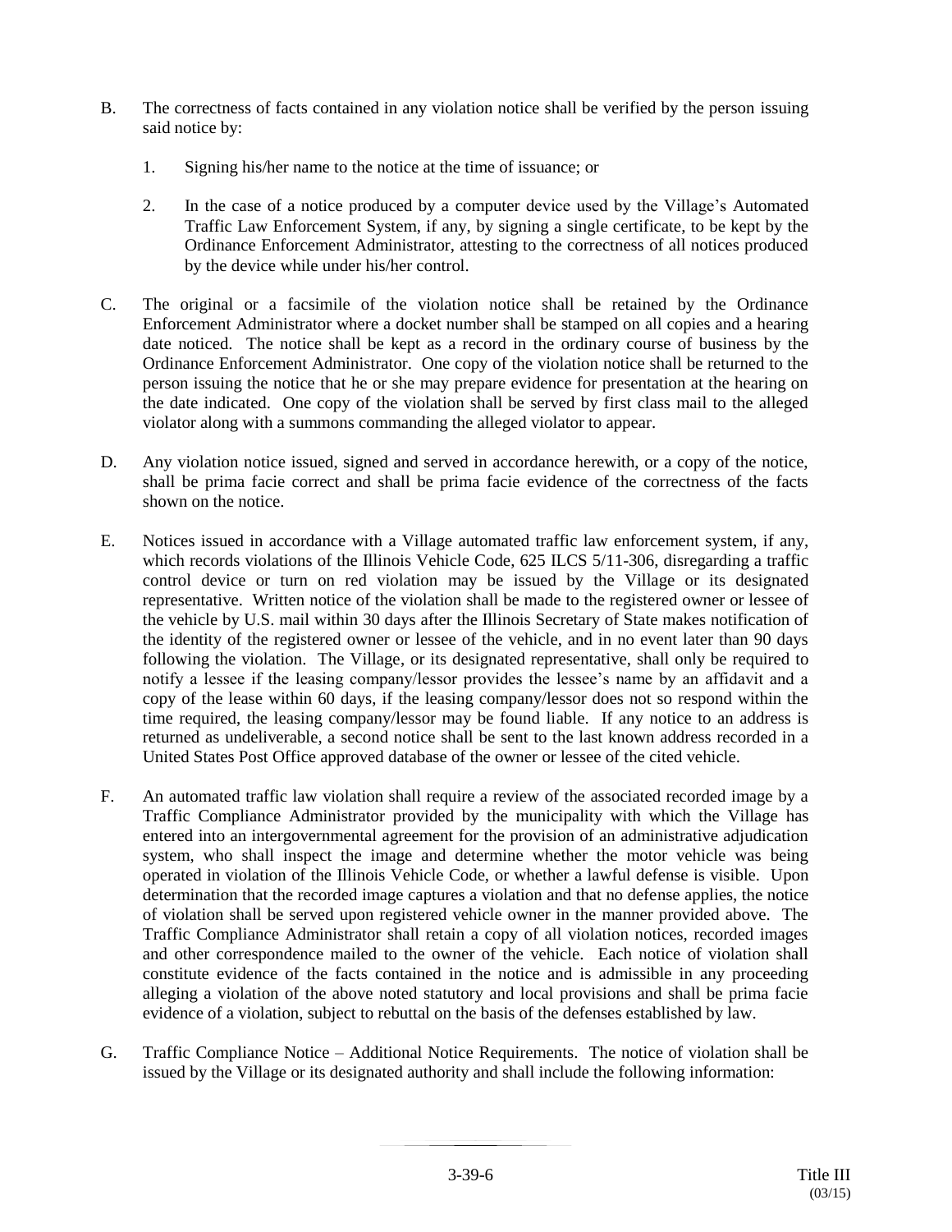B. The correctness of facts contained in any violation notice shall be verified by the person issuing said notice by:

   1. Signing his/her name to the notice at the time of issuance; or

   2. In the case of a notice produced by a computer device used by the Village's Automated Traffic Law Enforcement System, if any, by signing a single certificate, to be kept by the Ordinance Enforcement Administrator, attesting to the correctness of all notices produced by the device while under his/her control.

C. The original or a facsimile of the violation notice shall be retained by the Ordinance Enforcement Administrator where a docket number shall be stamped on all copies and a hearing date noticed. The notice shall be kept as a record in the ordinary course of business by the Ordinance Enforcement Administrator. One copy of the violation notice shall be returned to the person issuing the notice that he or she may prepare evidence for presentation at the hearing on the date indicated. One copy of the violation shall be served by first class mail to the alleged violator along with a summons commanding the alleged violator to appear.

D. Any violation notice issued, signed and served in accordance herewith, or a copy of the notice, shall be prima facie correct and shall be prima facie evidence of the correctness of the facts shown on the notice.

E. Notices issued in accordance with a Village automated traffic law enforcement system, if any, which records violations of the Illinois Vehicle Code, 625 ILCS 5/11-306, disregarding a traffic control device or turn on red violation may be issued by the Village or its designated representative. Written notice of the violation shall be made to the registered owner or lessee of the vehicle by U.S. mail within 30 days after the Illinois Secretary of State makes notification of the identity of the registered owner or lessee of the vehicle, and in no event later than 90 days following the violation. The Village, or its designated representative, shall only be required to notify a lessee if the leasing company/lessor provides the lessee's name by an affidavit and a copy of the lease within 60 days, if the leasing company/lessor does not so respond within the time required, the leasing company/lessor may be found liable. If any notice to an address is returned as undeliverable, a second notice shall be sent to the last known address recorded in a United States Post Office approved database of the owner or lessee of the cited vehicle.

F. An automated traffic law violation shall require a review of the associated recorded image by a Traffic Compliance Administrator provided by the municipality with which the Village has entered into an intergovernmental agreement for the provision of an administrative adjudication system, who shall inspect the image and determine whether the motor vehicle was being operated in violation of the Illinois Vehicle Code, or whether a lawful defense is visible. Upon determination that the recorded image captures a violation and that no defense applies, the notice of violation shall be served upon registered vehicle owner in the manner provided above. The Traffic Compliance Administrator shall retain a copy of all violation notices, recorded images and other correspondence mailed to the owner of the vehicle. Each notice of violation shall constitute evidence of the facts contained in the notice and is admissible in any proceeding alleging a violation of the above noted statutory and local provisions and shall be prima facie evidence of a violation, subject to rebuttal on the basis of the defenses established by law.

G. Traffic Compliance Notice – Additional Notice Requirements. The notice of violation shall be issued by the Village or its designated authority and shall include the following information: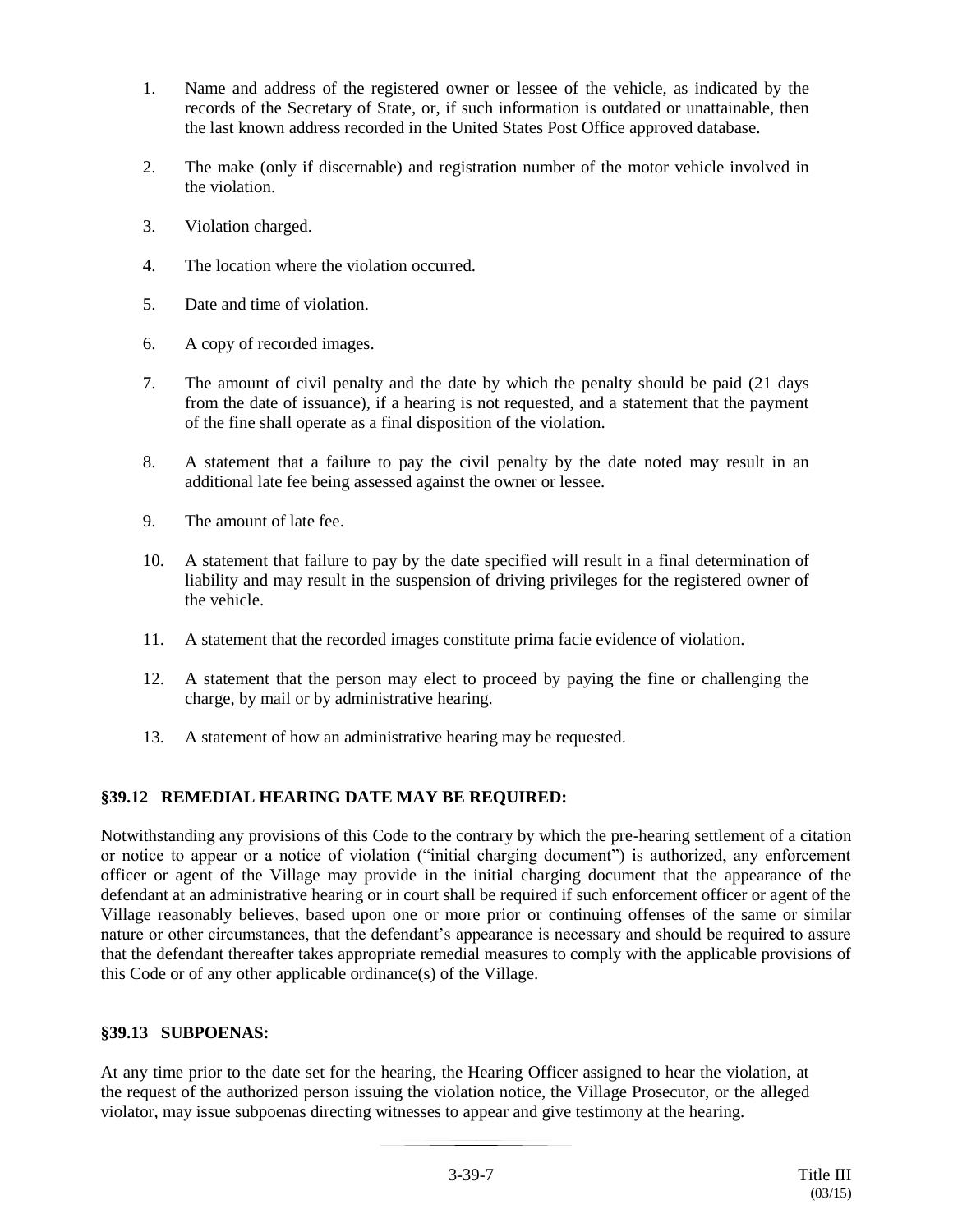1. Name and address of the registered owner or lessee of the vehicle, as indicated by the records of the Secretary of State, or, if such information is outdated or unattainable, then the last known address recorded in the United States Post Office approved database.

2. The make (only if discernable) and registration number of the motor vehicle involved in the violation.

3. Violation charged.

4. The location where the violation occurred.

5. Date and time of violation.

6. A copy of recorded images.

7. The amount of civil penalty and the date by which the penalty should be paid (21 days from the date of issuance), if a hearing is not requested, and a statement that the payment of the fine shall operate as a final disposition of the violation.

8. A statement that a failure to pay the civil penalty by the date noted may result in an additional late fee being assessed against the owner or lessee.

9. The amount of late fee.

10. A statement that failure to pay by the date specified will result in a final determination of liability and may result in the suspension of driving privileges for the registered owner of the vehicle.

11. A statement that the recorded images constitute prima facie evidence of violation.

12. A statement that the person may elect to proceed by paying the fine or challenging the charge, by mail or by administrative hearing.

13. A statement of how an administrative hearing may be requested.

### §39.12 REMEDIAL HEARING DATE MAY BE REQUIRED:

Notwithstanding any provisions of this Code to the contrary by which the pre-hearing settlement of a citation or notice to appear or a notice of violation ("initial charging document") is authorized, any enforcement officer or agent of the Village may provide in the initial charging document that the appearance of the defendant at an administrative hearing or in court shall be required if such enforcement officer or agent of the Village reasonably believes, based upon one or more prior or continuing offenses of the same or similar nature or other circumstances, that the defendant's appearance is necessary and should be required to assure that the defendant thereafter takes appropriate remedial measures to comply with the applicable provisions of this Code or of any other applicable ordinance(s) of the Village.

### §39.13 SUBPOENAS:

At any time prior to the date set for the hearing, the Hearing Officer assigned to hear the violation, at the request of the authorized person issuing the violation notice, the Village Prosecutor, or the alleged violator, may issue subpoenas directing witnesses to appear and give testimony at the hearing.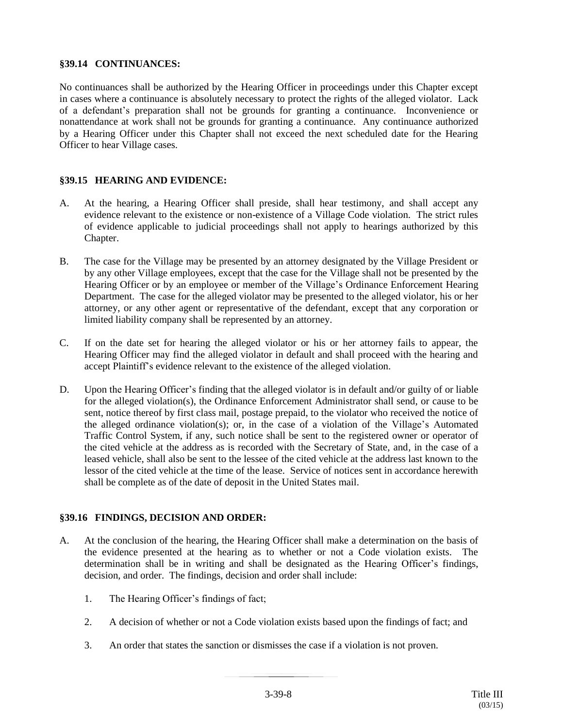### §39.14 CONTINUANCES:

No continuances shall be authorized by the Hearing Officer in proceedings under this Chapter except in cases where a continuance is absolutely necessary to protect the rights of the alleged violator. Lack of a defendant's preparation shall not be grounds for granting a continuance. Inconvenience or nonattendance at work shall not be grounds for granting a continuance. Any continuance authorized by a Hearing Officer under this Chapter shall not exceed the next scheduled date for the Hearing Officer to hear Village cases.

### §39.15 HEARING AND EVIDENCE:

A. At the hearing, a Hearing Officer shall preside, shall hear testimony, and shall accept any evidence relevant to the existence or non-existence of a Village Code violation. The strict rules of evidence applicable to judicial proceedings shall not apply to hearings authorized by this Chapter.

B. The case for the Village may be presented by an attorney designated by the Village President or by any other Village employees, except that the case for the Village shall not be presented by the Hearing Officer or by an employee or member of the Village's Ordinance Enforcement Hearing Department. The case for the alleged violator may be presented to the alleged violator, his or her attorney, or any other agent or representative of the defendant, except that any corporation or limited liability company shall be represented by an attorney.

C. If on the date set for hearing the alleged violator or his or her attorney fails to appear, the Hearing Officer may find the alleged violator in default and shall proceed with the hearing and accept Plaintiff's evidence relevant to the existence of the alleged violation.

D. Upon the Hearing Officer's finding that the alleged violator is in default and/or guilty of or liable for the alleged violation(s), the Ordinance Enforcement Administrator shall send, or cause to be sent, notice thereof by first class mail, postage prepaid, to the violator who received the notice of the alleged ordinance violation(s); or, in the case of a violation of the Village's Automated Traffic Control System, if any, such notice shall be sent to the registered owner or operator of the cited vehicle at the address as is recorded with the Secretary of State, and, in the case of a leased vehicle, shall also be sent to the lessee of the cited vehicle at the address last known to the lessor of the cited vehicle at the time of the lease. Service of notices sent in accordance herewith shall be complete as of the date of deposit in the United States mail.

### §39.16 FINDINGS, DECISION AND ORDER:

A. At the conclusion of the hearing, the Hearing Officer shall make a determination on the basis of the evidence presented at the hearing as to whether or not a Code violation exists. The determination shall be in writing and shall be designated as the Hearing Officer's findings, decision, and order. The findings, decision and order shall include:

   1. The Hearing Officer's findings of fact;

   2. A decision of whether or not a Code violation exists based upon the findings of fact; and

   3. An order that states the sanction or dismisses the case if a violation is not proven.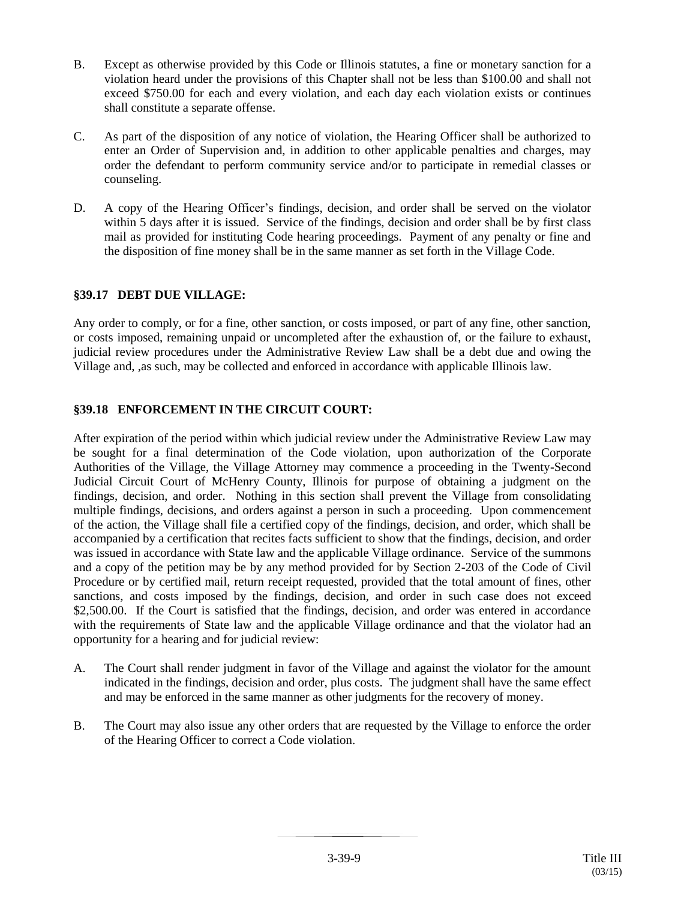B. Except as otherwise provided by this Code or Illinois statutes, a fine or monetary sanction for a violation heard under the provisions of this Chapter shall not be less than $100.00 and shall not exceed $750.00 for each and every violation, and each day each violation exists or continues shall constitute a separate offense.

C. As part of the disposition of any notice of violation, the Hearing Officer shall be authorized to enter an Order of Supervision and, in addition to other applicable penalties and charges, may order the defendant to perform community service and/or to participate in remedial classes or counseling.

D. A copy of the Hearing Officer's findings, decision, and order shall be served on the violator within 5 days after it is issued. Service of the findings, decision and order shall be by first class mail as provided for instituting Code hearing proceedings. Payment of any penalty or fine and the disposition of fine money shall be in the same manner as set forth in the Village Code.

## §39.17 DEBT DUE VILLAGE:

Any order to comply, or for a fine, other sanction, or costs imposed, or part of any fine, other sanction, or costs imposed, remaining unpaid or uncompleted after the exhaustion of, or the failure to exhaust, judicial review procedures under the Administrative Review Law shall be a debt due and owing the Village and, ,as such, may be collected and enforced in accordance with applicable Illinois law.

## §39.18 ENFORCEMENT IN THE CIRCUIT COURT:

After expiration of the period within which judicial review under the Administrative Review Law may be sought for a final determination of the Code violation, upon authorization of the Corporate Authorities of the Village, the Village Attorney may commence a proceeding in the Twenty-Second Judicial Circuit Court of McHenry County, Illinois for purpose of obtaining a judgment on the findings, decision, and order. Nothing in this section shall prevent the Village from consolidating multiple findings, decisions, and orders against a person in such a proceeding. Upon commencement of the action, the Village shall file a certified copy of the findings, decision, and order, which shall be accompanied by a certification that recites facts sufficient to show that the findings, decision, and order was issued in accordance with State law and the applicable Village ordinance. Service of the summons and a copy of the petition may be by any method provided for by Section 2-203 of the Code of Civil Procedure or by certified mail, return receipt requested, provided that the total amount of fines, other sanctions, and costs imposed by the findings, decision, and order in such case does not exceed $2,500.00. If the Court is satisfied that the findings, decision, and order was entered in accordance with the requirements of State law and the applicable Village ordinance and that the violator had an opportunity for a hearing and for judicial review:

A. The Court shall render judgment in favor of the Village and against the violator for the amount indicated in the findings, decision and order, plus costs. The judgment shall have the same effect and may be enforced in the same manner as other judgments for the recovery of money.

B. The Court may also issue any other orders that are requested by the Village to enforce the order of the Hearing Officer to correct a Code violation.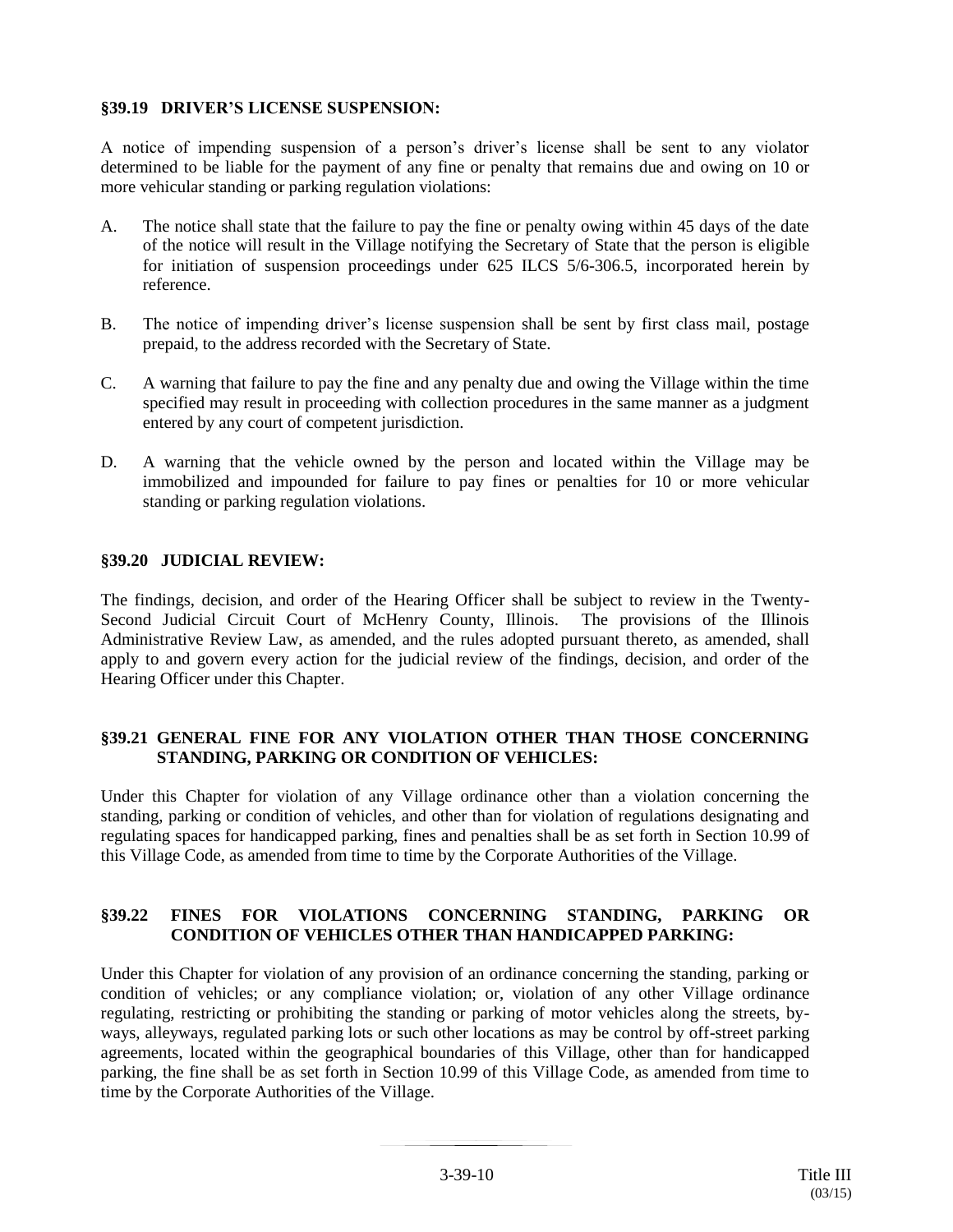### §39.19 DRIVER'S LICENSE SUSPENSION:

A notice of impending suspension of a person's driver's license shall be sent to any violator determined to be liable for the payment of any fine or penalty that remains due and owing on 10 or more vehicular standing or parking regulation violations:

A. The notice shall state that the failure to pay the fine or penalty owing within 45 days of the date of the notice will result in the Village notifying the Secretary of State that the person is eligible for initiation of suspension proceedings under 625 ILCS 5/6-306.5, incorporated herein by reference.

B. The notice of impending driver's license suspension shall be sent by first class mail, postage prepaid, to the address recorded with the Secretary of State.

C. A warning that failure to pay the fine and any penalty due and owing the Village within the time specified may result in proceeding with collection procedures in the same manner as a judgment entered by any court of competent jurisdiction.

D. A warning that the vehicle owned by the person and located within the Village may be immobilized and impounded for failure to pay fines or penalties for 10 or more vehicular standing or parking regulation violations.

### §39.20 JUDICIAL REVIEW:

The findings, decision, and order of the Hearing Officer shall be subject to review in the Twenty-Second Judicial Circuit Court of McHenry County, Illinois. The provisions of the Illinois Administrative Review Law, as amended, and the rules adopted pursuant thereto, as amended, shall apply to and govern every action for the judicial review of the findings, decision, and order of the Hearing Officer under this Chapter.

### §39.21 GENERAL FINE FOR ANY VIOLATION OTHER THAN THOSE CONCERNING STANDING, PARKING OR CONDITION OF VEHICLES:

Under this Chapter for violation of any Village ordinance other than a violation concerning the standing, parking or condition of vehicles, and other than for violation of regulations designating and regulating spaces for handicapped parking, fines and penalties shall be as set forth in Section 10.99 of this Village Code, as amended from time to time by the Corporate Authorities of the Village.

### §39.22 FINES FOR VIOLATIONS CONCERNING STANDING, PARKING OR CONDITION OF VEHICLES OTHER THAN HANDICAPPED PARKING:

Under this Chapter for violation of any provision of an ordinance concerning the standing, parking or condition of vehicles; or any compliance violation; or, violation of any other Village ordinance regulating, restricting or prohibiting the standing or parking of motor vehicles along the streets, by-ways, alleyways, regulated parking lots or such other locations as may be control by off-street parking agreements, located within the geographical boundaries of this Village, other than for handicapped parking, the fine shall be as set forth in Section 10.99 of this Village Code, as amended from time to time by the Corporate Authorities of the Village.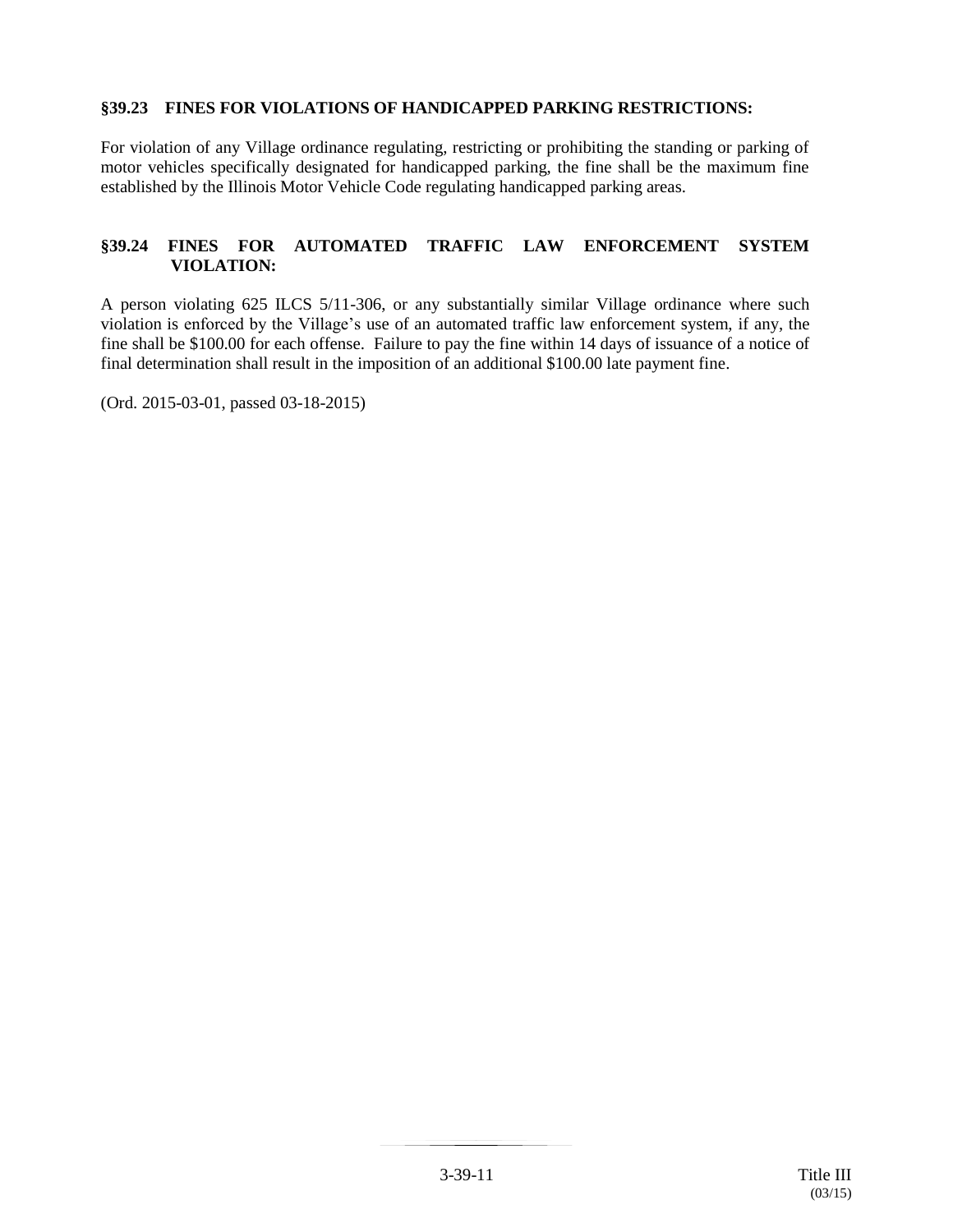**§39.23 FINES FOR VIOLATIONS OF HANDICAPPED PARKING RESTRICTIONS:**

For violation of any Village ordinance regulating, restricting or prohibiting the standing or parking of motor vehicles specifically designated for handicapped parking, the fine shall be the maximum fine established by the Illinois Motor Vehicle Code regulating handicapped parking areas.

**§39.24 FINES FOR AUTOMATED TRAFFIC LAW ENFORCEMENT SYSTEM VIOLATION:**

A person violating 625 ILCS 5/11-306, or any substantially similar Village ordinance where such violation is enforced by the Village's use of an automated traffic law enforcement system, if any, the fine shall be $100.00 for each offense. Failure to pay the fine within 14 days of issuance of a notice of final determination shall result in the imposition of an additional $100.00 late payment fine.

(Ord. 2015-03-01, passed 03-18-2015)